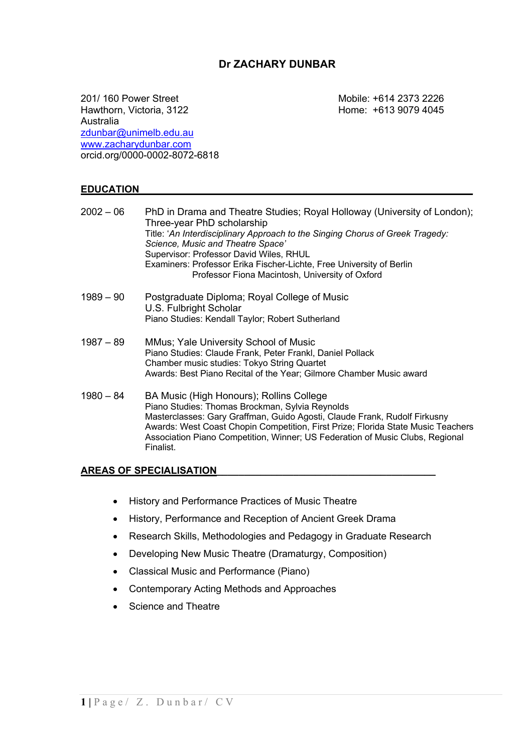# Dr ZACHARY DUNBAR

201/ 160 Power Street
Hawthorn, Victoria, 3122
Australia
zdunbar@unimelb.edu.au
www.zacharydunbar.com
orcid.org/0000-0002-8072-6818

Mobile: +614 2373 2226
Home: +613 9079 4045

## EDUCATION

**2002 – 06** PhD in Drama and Theatre Studies; Royal Holloway (University of London); Three-year PhD scholarship
Title: '*An Interdisciplinary Approach to the Singing Chorus of Greek Tragedy: Science, Music and Theatre Space'*
Supervisor: Professor David Wiles, RHUL
Examiners: Professor Erika Fischer-Lichte, Free University of Berlin
Professor Fiona Macintosh, University of Oxford

**1989 – 90** Postgraduate Diploma; Royal College of Music
U.S. Fulbright Scholar
Piano Studies: Kendall Taylor; Robert Sutherland

**1987 – 89** MMus; Yale University School of Music
Piano Studies: Claude Frank, Peter Frankl, Daniel Pollack
Chamber music studies: Tokyo String Quartet
Awards: Best Piano Recital of the Year; Gilmore Chamber Music award

**1980 – 84** BA Music (High Honours); Rollins College
Piano Studies: Thomas Brockman, Sylvia Reynolds
Masterclasses: Gary Graffman, Guido Agosti, Claude Frank, Rudolf Firkusny
Awards: West Coast Chopin Competition, First Prize; Florida State Music Teachers Association Piano Competition, Winner; US Federation of Music Clubs, Regional Finalist.

## AREAS OF SPECIALISATION

- History and Performance Practices of Music Theatre
- History, Performance and Reception of Ancient Greek Drama
- Research Skills, Methodologies and Pedagogy in Graduate Research
- Developing New Music Theatre (Dramaturgy, Composition)
- Classical Music and Performance (Piano)
- Contemporary Acting Methods and Approaches
- Science and Theatre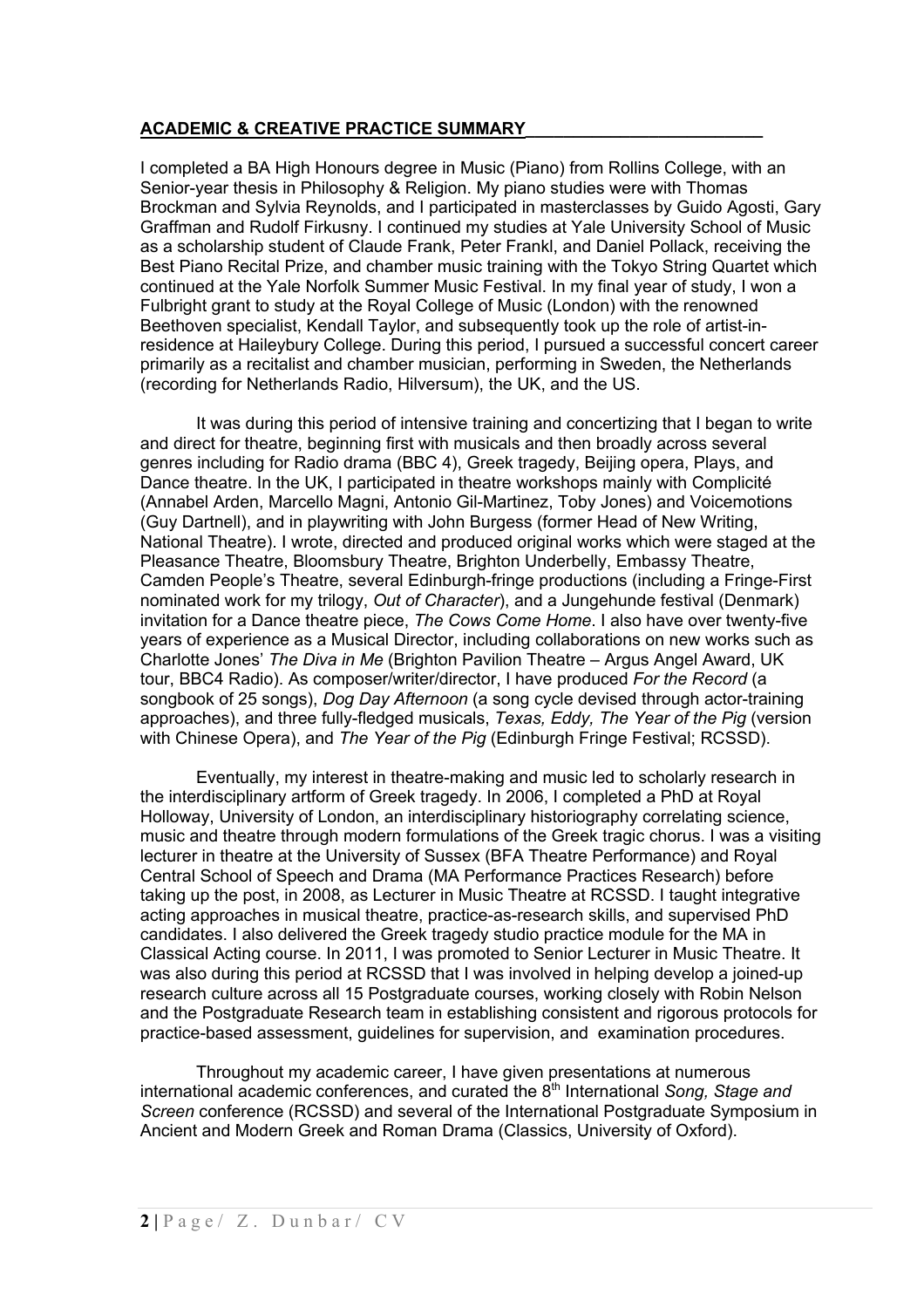## ACADEMIC & CREATIVE PRACTICE SUMMARY

I completed a BA High Honours degree in Music (Piano) from Rollins College, with an Senior-year thesis in Philosophy & Religion. My piano studies were with Thomas Brockman and Sylvia Reynolds, and I participated in masterclasses by Guido Agosti, Gary Graffman and Rudolf Firkusny. I continued my studies at Yale University School of Music as a scholarship student of Claude Frank, Peter Frankl, and Daniel Pollack, receiving the Best Piano Recital Prize, and chamber music training with the Tokyo String Quartet which continued at the Yale Norfolk Summer Music Festival. In my final year of study, I won a Fulbright grant to study at the Royal College of Music (London) with the renowned Beethoven specialist, Kendall Taylor, and subsequently took up the role of artist-in-residence at Haileybury College. During this period, I pursued a successful concert career primarily as a recitalist and chamber musician, performing in Sweden, the Netherlands (recording for Netherlands Radio, Hilversum), the UK, and the US.

It was during this period of intensive training and concertizing that I began to write and direct for theatre, beginning first with musicals and then broadly across several genres including for Radio drama (BBC 4), Greek tragedy, Beijing opera, Plays, and Dance theatre. In the UK, I participated in theatre workshops mainly with Complicité (Annabel Arden, Marcello Magni, Antonio Gil-Martinez, Toby Jones) and Voicemotions (Guy Dartnell), and in playwriting with John Burgess (former Head of New Writing, National Theatre). I wrote, directed and produced original works which were staged at the Pleasance Theatre, Bloomsbury Theatre, Brighton Underbelly, Embassy Theatre, Camden People's Theatre, several Edinburgh-fringe productions (including a Fringe-First nominated work for my trilogy, *Out of Character*), and a Jungehunde festival (Denmark) invitation for a Dance theatre piece, *The Cows Come Home*. I also have over twenty-five years of experience as a Musical Director, including collaborations on new works such as Charlotte Jones' *The Diva in Me* (Brighton Pavilion Theatre – Argus Angel Award, UK tour, BBC4 Radio). As composer/writer/director, I have produced *For the Record* (a songbook of 25 songs), *Dog Day Afternoon* (a song cycle devised through actor-training approaches), and three fully-fledged musicals, *Texas, Eddy, The Year of the Pig* (version with Chinese Opera), and *The Year of the Pig* (Edinburgh Fringe Festival; RCSSD).

Eventually, my interest in theatre-making and music led to scholarly research in the interdisciplinary artform of Greek tragedy. In 2006, I completed a PhD at Royal Holloway, University of London, an interdisciplinary historiography correlating science, music and theatre through modern formulations of the Greek tragic chorus. I was a visiting lecturer in theatre at the University of Sussex (BFA Theatre Performance) and Royal Central School of Speech and Drama (MA Performance Practices Research) before taking up the post, in 2008, as Lecturer in Music Theatre at RCSSD. I taught integrative acting approaches in musical theatre, practice-as-research skills, and supervised PhD candidates. I also delivered the Greek tragedy studio practice module for the MA in Classical Acting course. In 2011, I was promoted to Senior Lecturer in Music Theatre. It was also during this period at RCSSD that I was involved in helping develop a joined-up research culture across all 15 Postgraduate courses, working closely with Robin Nelson and the Postgraduate Research team in establishing consistent and rigorous protocols for practice-based assessment, guidelines for supervision, and examination procedures.

Throughout my academic career, I have given presentations at numerous international academic conferences, and curated the 8th International *Song, Stage and Screen* conference (RCSSD) and several of the International Postgraduate Symposium in Ancient and Modern Greek and Roman Drama (Classics, University of Oxford).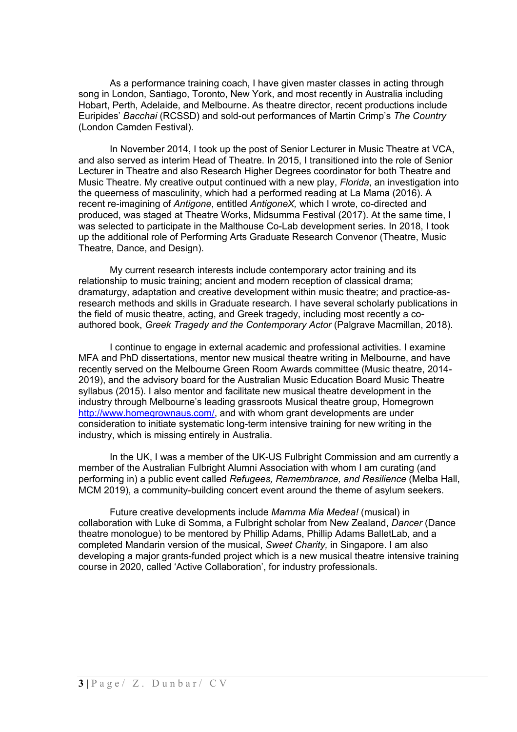As a performance training coach, I have given master classes in acting through song in London, Santiago, Toronto, New York, and most recently in Australia including Hobart, Perth, Adelaide, and Melbourne. As theatre director, recent productions include Euripides' *Bacchai* (RCSSD) and sold-out performances of Martin Crimp's *The Country* (London Camden Festival).

In November 2014, I took up the post of Senior Lecturer in Music Theatre at VCA, and also served as interim Head of Theatre. In 2015, I transitioned into the role of Senior Lecturer in Theatre and also Research Higher Degrees coordinator for both Theatre and Music Theatre. My creative output continued with a new play, *Florida*, an investigation into the queerness of masculinity, which had a performed reading at La Mama (2016). A recent re-imagining of *Antigone*, entitled *AntigoneX,* which I wrote, co-directed and produced, was staged at Theatre Works, Midsumma Festival (2017). At the same time, I was selected to participate in the Malthouse Co-Lab development series. In 2018, I took up the additional role of Performing Arts Graduate Research Convenor (Theatre, Music Theatre, Dance, and Design).

My current research interests include contemporary actor training and its relationship to music training; ancient and modern reception of classical drama; dramaturgy, adaptation and creative development within music theatre; and practice-as-research methods and skills in Graduate research. I have several scholarly publications in the field of music theatre, acting, and Greek tragedy, including most recently a co-authored book, *Greek Tragedy and the Contemporary Actor* (Palgrave Macmillan, 2018).

I continue to engage in external academic and professional activities. I examine MFA and PhD dissertations, mentor new musical theatre writing in Melbourne, and have recently served on the Melbourne Green Room Awards committee (Music theatre, 2014-2019), and the advisory board for the Australian Music Education Board Music Theatre syllabus (2015). I also mentor and facilitate new musical theatre development in the industry through Melbourne's leading grassroots Musical theatre group, Homegrown http://www.homegrownaus.com/, and with whom grant developments are under consideration to initiate systematic long-term intensive training for new writing in the industry, which is missing entirely in Australia.

In the UK, I was a member of the UK-US Fulbright Commission and am currently a member of the Australian Fulbright Alumni Association with whom I am curating (and performing in) a public event called *Refugees, Remembrance, and Resilience* (Melba Hall, MCM 2019), a community-building concert event around the theme of asylum seekers.

Future creative developments include *Mamma Mia Medea!* (musical) in collaboration with Luke di Somma, a Fulbright scholar from New Zealand, *Dancer* (Dance theatre monologue) to be mentored by Phillip Adams, Phillip Adams BalletLab, and a completed Mandarin version of the musical, *Sweet Charity,* in Singapore. I am also developing a major grants-funded project which is a new musical theatre intensive training course in 2020, called 'Active Collaboration', for industry professionals.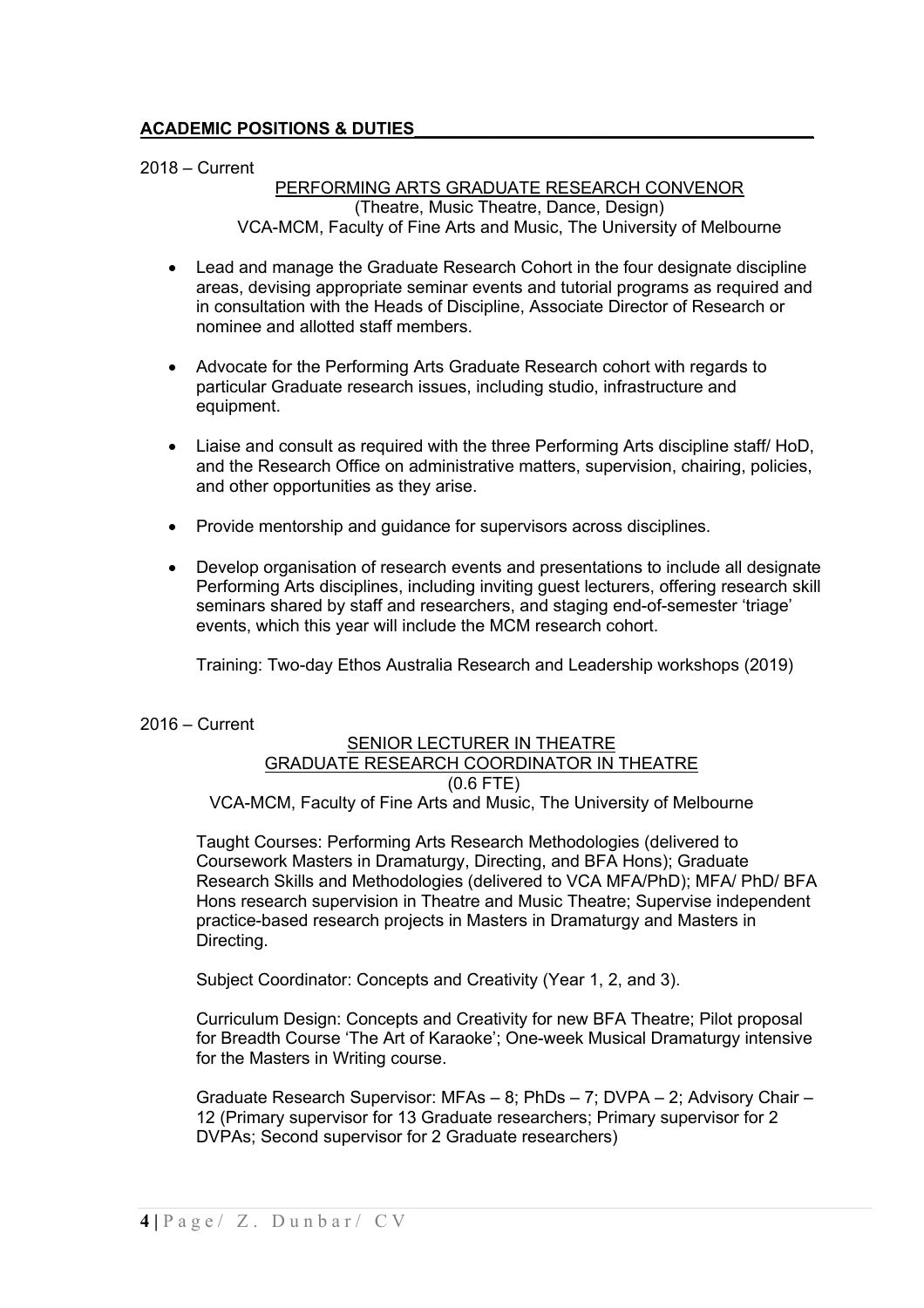## ACADEMIC POSITIONS & DUTIES

2018 – Current

PERFORMING ARTS GRADUATE RESEARCH CONVENOR
(Theatre, Music Theatre, Dance, Design)
VCA-MCM, Faculty of Fine Arts and Music, The University of Melbourne

- Lead and manage the Graduate Research Cohort in the four designate discipline areas, devising appropriate seminar events and tutorial programs as required and in consultation with the Heads of Discipline, Associate Director of Research or nominee and allotted staff members.

- Advocate for the Performing Arts Graduate Research cohort with regards to particular Graduate research issues, including studio, infrastructure and equipment.

- Liaise and consult as required with the three Performing Arts discipline staff/ HoD, and the Research Office on administrative matters, supervision, chairing, policies, and other opportunities as they arise.

- Provide mentorship and guidance for supervisors across disciplines.

- Develop organisation of research events and presentations to include all designate Performing Arts disciplines, including inviting guest lecturers, offering research skill seminars shared by staff and researchers, and staging end-of-semester 'triage' events, which this year will include the MCM research cohort.

  Training: Two-day Ethos Australia Research and Leadership workshops (2019)

2016 – Current

SENIOR LECTURER IN THEATRE
GRADUATE RESEARCH COORDINATOR IN THEATRE
(0.6 FTE)
VCA-MCM, Faculty of Fine Arts and Music, The University of Melbourne

Taught Courses: Performing Arts Research Methodologies (delivered to Coursework Masters in Dramaturgy, Directing, and BFA Hons); Graduate Research Skills and Methodologies (delivered to VCA MFA/PhD); MFA/ PhD/ BFA Hons research supervision in Theatre and Music Theatre; Supervise independent practice-based research projects in Masters in Dramaturgy and Masters in Directing.

Subject Coordinator: Concepts and Creativity (Year 1, 2, and 3).

Curriculum Design: Concepts and Creativity for new BFA Theatre; Pilot proposal for Breadth Course 'The Art of Karaoke'; One-week Musical Dramaturgy intensive for the Masters in Writing course.

Graduate Research Supervisor: MFAs – 8; PhDs – 7; DVPA – 2; Advisory Chair – 12 (Primary supervisor for 13 Graduate researchers; Primary supervisor for 2 DVPAs; Second supervisor for 2 Graduate researchers)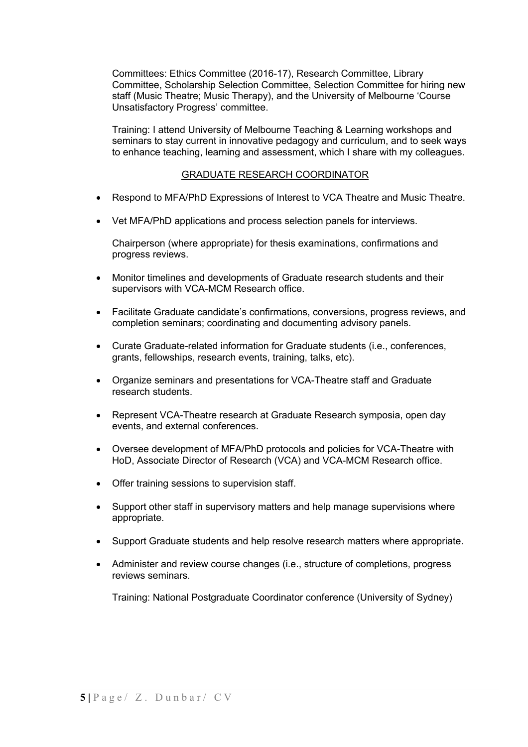Committees: Ethics Committee (2016-17), Research Committee, Library Committee, Scholarship Selection Committee, Selection Committee for hiring new staff (Music Theatre; Music Therapy), and the University of Melbourne 'Course Unsatisfactory Progress' committee.

Training: I attend University of Melbourne Teaching & Learning workshops and seminars to stay current in innovative pedagogy and curriculum, and to seek ways to enhance teaching, learning and assessment, which I share with my colleagues.

<u>GRADUATE RESEARCH COORDINATOR</u>

- Respond to MFA/PhD Expressions of Interest to VCA Theatre and Music Theatre.
- Vet MFA/PhD applications and process selection panels for interviews.

  Chairperson (where appropriate) for thesis examinations, confirmations and progress reviews.

- Monitor timelines and developments of Graduate research students and their supervisors with VCA-MCM Research office.
- Facilitate Graduate candidate's confirmations, conversions, progress reviews, and completion seminars; coordinating and documenting advisory panels.
- Curate Graduate-related information for Graduate students (i.e., conferences, grants, fellowships, research events, training, talks, etc).
- Organize seminars and presentations for VCA-Theatre staff and Graduate research students.
- Represent VCA-Theatre research at Graduate Research symposia, open day events, and external conferences.
- Oversee development of MFA/PhD protocols and policies for VCA-Theatre with HoD, Associate Director of Research (VCA) and VCA-MCM Research office.
- Offer training sessions to supervision staff.
- Support other staff in supervisory matters and help manage supervisions where appropriate.
- Support Graduate students and help resolve research matters where appropriate.
- Administer and review course changes (i.e., structure of completions, progress reviews seminars.

  Training: National Postgraduate Coordinator conference (University of Sydney)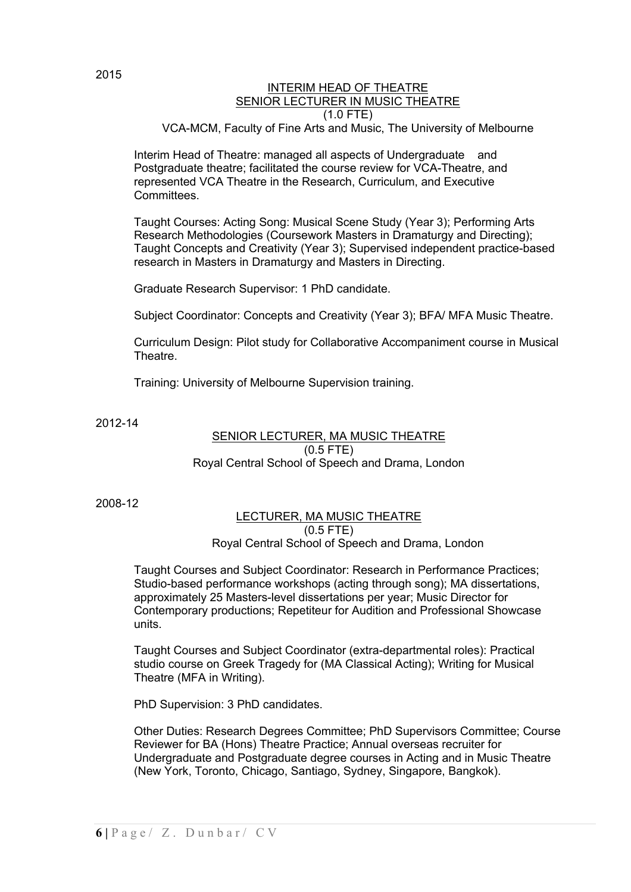2015

**INTERIM HEAD OF THEATRE**
**SENIOR LECTURER IN MUSIC THEATRE**
(1.0 FTE)
VCA-MCM, Faculty of Fine Arts and Music, The University of Melbourne

Interim Head of Theatre: managed all aspects of Undergraduate and Postgraduate theatre; facilitated the course review for VCA-Theatre, and represented VCA Theatre in the Research, Curriculum, and Executive Committees.

Taught Courses: Acting Song: Musical Scene Study (Year 3); Performing Arts Research Methodologies (Coursework Masters in Dramaturgy and Directing); Taught Concepts and Creativity (Year 3); Supervised independent practice-based research in Masters in Dramaturgy and Masters in Directing.

Graduate Research Supervisor: 1 PhD candidate.

Subject Coordinator: Concepts and Creativity (Year 3); BFA/ MFA Music Theatre.

Curriculum Design: Pilot study for Collaborative Accompaniment course in Musical Theatre.

Training: University of Melbourne Supervision training.

2012-14

**SENIOR LECTURER, MA MUSIC THEATRE**
(0.5 FTE)
Royal Central School of Speech and Drama, London

2008-12

**LECTURER, MA MUSIC THEATRE**
(0.5 FTE)
Royal Central School of Speech and Drama, London

Taught Courses and Subject Coordinator: Research in Performance Practices; Studio-based performance workshops (acting through song); MA dissertations, approximately 25 Masters-level dissertations per year; Music Director for Contemporary productions; Repetiteur for Audition and Professional Showcase units.

Taught Courses and Subject Coordinator (extra-departmental roles): Practical studio course on Greek Tragedy for (MA Classical Acting); Writing for Musical Theatre (MFA in Writing).

PhD Supervision: 3 PhD candidates.

Other Duties: Research Degrees Committee; PhD Supervisors Committee; Course Reviewer for BA (Hons) Theatre Practice; Annual overseas recruiter for Undergraduate and Postgraduate degree courses in Acting and in Music Theatre (New York, Toronto, Chicago, Santiago, Sydney, Singapore, Bangkok).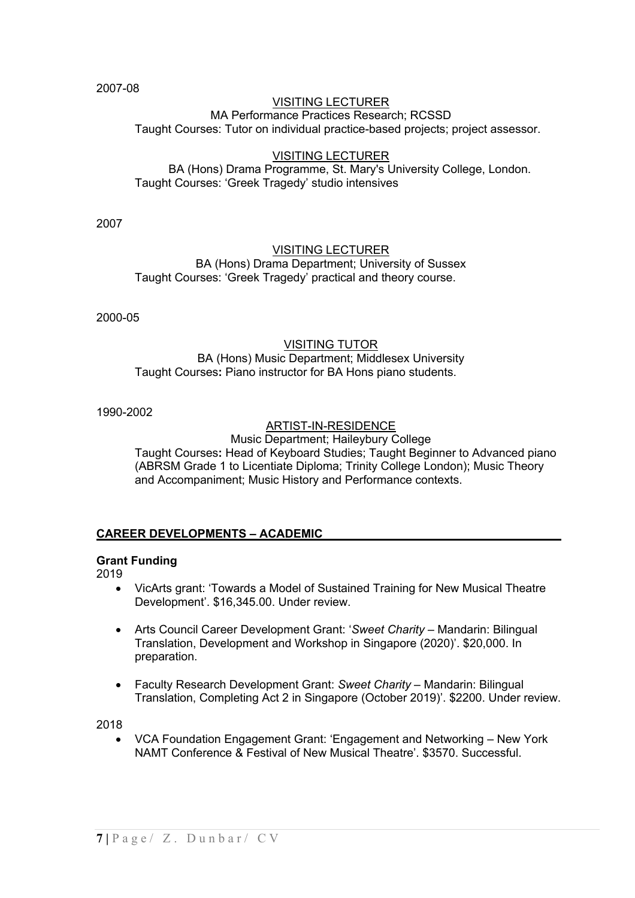2007-08

VISITING LECTURER

MA Performance Practices Research; RCSSD

Taught Courses: Tutor on individual practice-based projects; project assessor.

VISITING LECTURER

BA (Hons) Drama Programme, St. Mary's University College, London.

Taught Courses: 'Greek Tragedy' studio intensives

2007

VISITING LECTURER

BA (Hons) Drama Department; University of Sussex

Taught Courses: 'Greek Tragedy' practical and theory course.

2000-05

VISITING TUTOR

BA (Hons) Music Department; Middlesex University

Taught Courses**:** Piano instructor for BA Hons piano students.

1990-2002

ARTIST-IN-RESIDENCE

Music Department; Haileybury College

Taught Courses**:** Head of Keyboard Studies; Taught Beginner to Advanced piano (ABRSM Grade 1 to Licentiate Diploma; Trinity College London); Music Theory and Accompaniment; Music History and Performance contexts.

## CAREER DEVELOPMENTS – ACADEMIC

**Grant Funding**

2019

- VicArts grant: 'Towards a Model of Sustained Training for New Musical Theatre Development'. $16,345.00. Under review.
- Arts Council Career Development Grant: '*Sweet Charity* – Mandarin: Bilingual Translation, Development and Workshop in Singapore (2020)'. $20,000. In preparation.
- Faculty Research Development Grant: *Sweet Charity* – Mandarin: Bilingual Translation, Completing Act 2 in Singapore (October 2019)'. $2200. Under review.

2018

- VCA Foundation Engagement Grant: 'Engagement and Networking – New York NAMT Conference & Festival of New Musical Theatre'. $3570. Successful.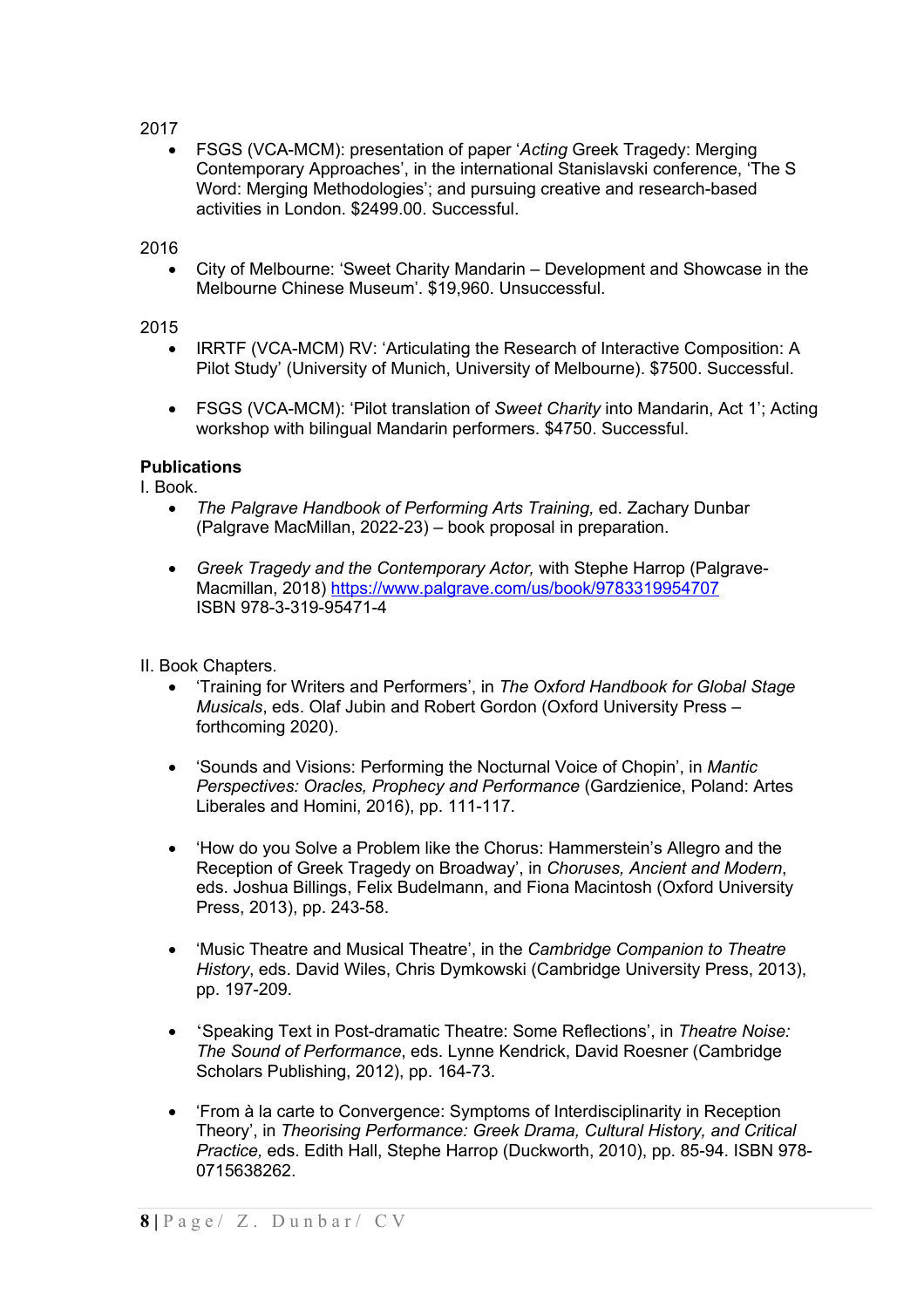2017

- FSGS (VCA-MCM): presentation of paper '*Acting* Greek Tragedy: Merging Contemporary Approaches', in the international Stanislavski conference, 'The S Word: Merging Methodologies'; and pursuing creative and research-based activities in London. $2499.00. Successful.

2016

- City of Melbourne: 'Sweet Charity Mandarin – Development and Showcase in the Melbourne Chinese Museum'. $19,960. Unsuccessful.

2015

- IRRTF (VCA-MCM) RV: 'Articulating the Research of Interactive Composition: A Pilot Study' (University of Munich, University of Melbourne). $7500. Successful.

- FSGS (VCA-MCM): 'Pilot translation of *Sweet Charity* into Mandarin, Act 1'; Acting workshop with bilingual Mandarin performers. $4750. Successful.

**Publications**

I. Book.

- *The Palgrave Handbook of Performing Arts Training,* ed. Zachary Dunbar (Palgrave MacMillan, 2022-23) – book proposal in preparation.

- *Greek Tragedy and the Contemporary Actor,* with Stephe Harrop (Palgrave-Macmillan, 2018) https://www.palgrave.com/us/book/9783319954707 ISBN 978-3-319-95471-4

II. Book Chapters.

- 'Training for Writers and Performers', in *The Oxford Handbook for Global Stage Musicals*, eds. Olaf Jubin and Robert Gordon (Oxford University Press – forthcoming 2020).

- 'Sounds and Visions: Performing the Nocturnal Voice of Chopin', in *Mantic Perspectives: Oracles, Prophecy and Performance* (Gardzienice, Poland: Artes Liberales and Homini, 2016), pp. 111-117.

- 'How do you Solve a Problem like the Chorus: Hammerstein's Allegro and the Reception of Greek Tragedy on Broadway', in *Choruses, Ancient and Modern*, eds. Joshua Billings, Felix Budelmann, and Fiona Macintosh (Oxford University Press, 2013), pp. 243-58.

- 'Music Theatre and Musical Theatre', in the *Cambridge Companion to Theatre History*, eds. David Wiles, Chris Dymkowski (Cambridge University Press, 2013), pp. 197-209.

- 'Speaking Text in Post-dramatic Theatre: Some Reflections', in *Theatre Noise: The Sound of Performance*, eds. Lynne Kendrick, David Roesner (Cambridge Scholars Publishing, 2012), pp. 164-73.

- 'From à la carte to Convergence: Symptoms of Interdisciplinarity in Reception Theory', in *Theorising Performance: Greek Drama, Cultural History, and Critical Practice,* eds. Edith Hall, Stephe Harrop (Duckworth, 2010), pp. 85-94. ISBN 978-0715638262.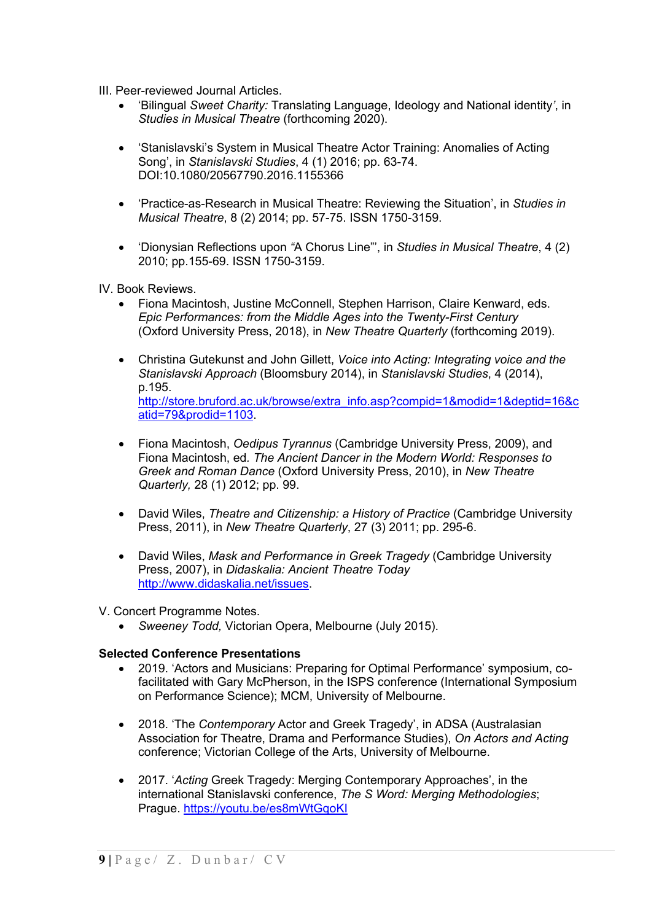III. Peer-reviewed Journal Articles.

- 'Bilingual *Sweet Charity:* Translating Language, Ideology and National identity', in *Studies in Musical Theatre* (forthcoming 2020).

- 'Stanislavski's System in Musical Theatre Actor Training: Anomalies of Acting Song', in *Stanislavski Studies*, 4 (1) 2016; pp. 63-74. DOI:10.1080/20567790.2016.1155366

- 'Practice-as-Research in Musical Theatre: Reviewing the Situation', in *Studies in Musical Theatre*, 8 (2) 2014; pp. 57-75. ISSN 1750-3159.

- 'Dionysian Reflections upon "A Chorus Line"', in *Studies in Musical Theatre*, 4 (2) 2010; pp.155-69. ISSN 1750-3159.

IV. Book Reviews.

- Fiona Macintosh, Justine McConnell, Stephen Harrison, Claire Kenward, eds. *Epic Performances: from the Middle Ages into the Twenty-First Century* (Oxford University Press, 2018), in *New Theatre Quarterly* (forthcoming 2019).

- Christina Gutekunst and John Gillett, *Voice into Acting: Integrating voice and the Stanislavski Approach* (Bloomsbury 2014), in *Stanislavski Studies*, 4 (2014), p.195. [http://store.bruford.ac.uk/browse/extra_info.asp?compid=1&modid=1&deptid=16&catid=79&prodid=1103](http://store.bruford.ac.uk/browse/extra_info.asp?compid=1&modid=1&deptid=16&catid=79&prodid=1103).

- Fiona Macintosh, *Oedipus Tyrannus* (Cambridge University Press, 2009), and Fiona Macintosh, ed. *The Ancient Dancer in the Modern World: Responses to Greek and Roman Dance* (Oxford University Press, 2010), in *New Theatre Quarterly,* 28 (1) 2012; pp. 99.

- David Wiles, *Theatre and Citizenship: a History of Practice* (Cambridge University Press, 2011), in *New Theatre Quarterly*, 27 (3) 2011; pp. 295-6.

- David Wiles, *Mask and Performance in Greek Tragedy* (Cambridge University Press, 2007), in *Didaskalia: Ancient Theatre Today* [http://www.didaskalia.net/issues](http://www.didaskalia.net/issues).

V. Concert Programme Notes.

- *Sweeney Todd,* Victorian Opera, Melbourne (July 2015).

**Selected Conference Presentations**

- 2019. 'Actors and Musicians: Preparing for Optimal Performance' symposium, co-facilitated with Gary McPherson, in the ISPS conference (International Symposium on Performance Science); MCM, University of Melbourne.

- 2018. 'The *Contemporary* Actor and Greek Tragedy', in ADSA (Australasian Association for Theatre, Drama and Performance Studies), *On Actors and Acting* conference; Victorian College of the Arts, University of Melbourne.

- 2017. '*Acting* Greek Tragedy: Merging Contemporary Approaches', in the international Stanislavski conference, *The S Word: Merging Methodologies*; Prague. [https://youtu.be/es8mWtGqoKI](https://youtu.be/es8mWtGqoKI)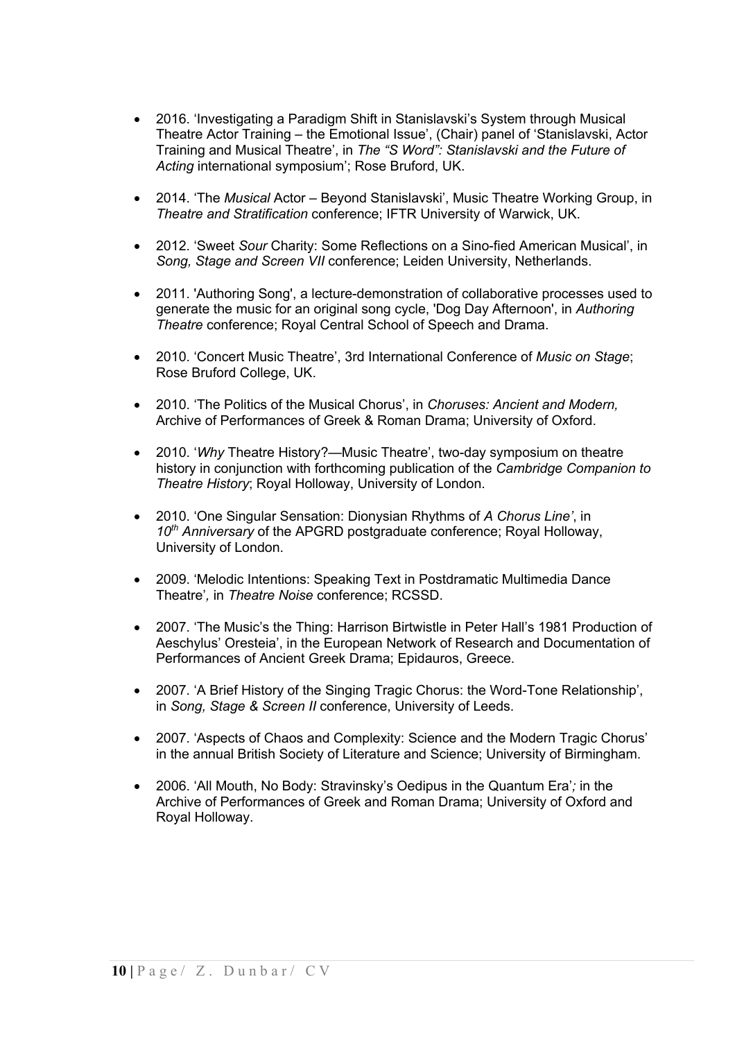- 2016. 'Investigating a Paradigm Shift in Stanislavski's System through Musical Theatre Actor Training – the Emotional Issue', (Chair) panel of 'Stanislavski, Actor Training and Musical Theatre', in *The "S Word": Stanislavski and the Future of Acting* international symposium'; Rose Bruford, UK.

- 2014. 'The *Musical* Actor – Beyond Stanislavski', Music Theatre Working Group, in *Theatre and Stratification* conference; IFTR University of Warwick, UK.

- 2012. 'Sweet *Sour* Charity: Some Reflections on a Sino-fied American Musical', in *Song, Stage and Screen VII* conference; Leiden University, Netherlands.

- 2011. 'Authoring Song', a lecture-demonstration of collaborative processes used to generate the music for an original song cycle, 'Dog Day Afternoon', in *Authoring Theatre* conference; Royal Central School of Speech and Drama.

- 2010. 'Concert Music Theatre', 3rd International Conference of *Music on Stage*; Rose Bruford College, UK.

- 2010. 'The Politics of the Musical Chorus', in *Choruses: Ancient and Modern,* Archive of Performances of Greek & Roman Drama; University of Oxford.

- 2010. '*Why* Theatre History?—Music Theatre', two-day symposium on theatre history in conjunction with forthcoming publication of the *Cambridge Companion to Theatre History*; Royal Holloway, University of London.

- 2010. 'One Singular Sensation: Dionysian Rhythms of *A Chorus Line'*, in *10th Anniversary* of the APGRD postgraduate conference; Royal Holloway, University of London.

- 2009. 'Melodic Intentions: Speaking Text in Postdramatic Multimedia Dance Theatre', in *Theatre Noise* conference; RCSSD.

- 2007. 'The Music's the Thing: Harrison Birtwistle in Peter Hall's 1981 Production of Aeschylus' Oresteia', in the European Network of Research and Documentation of Performances of Ancient Greek Drama; Epidauros, Greece.

- 2007. 'A Brief History of the Singing Tragic Chorus: the Word-Tone Relationship', in *Song, Stage & Screen II* conference, University of Leeds.

- 2007. 'Aspects of Chaos and Complexity: Science and the Modern Tragic Chorus' in the annual British Society of Literature and Science; University of Birmingham.

- 2006. 'All Mouth, No Body: Stravinsky's Oedipus in the Quantum Era'; in the Archive of Performances of Greek and Roman Drama; University of Oxford and Royal Holloway.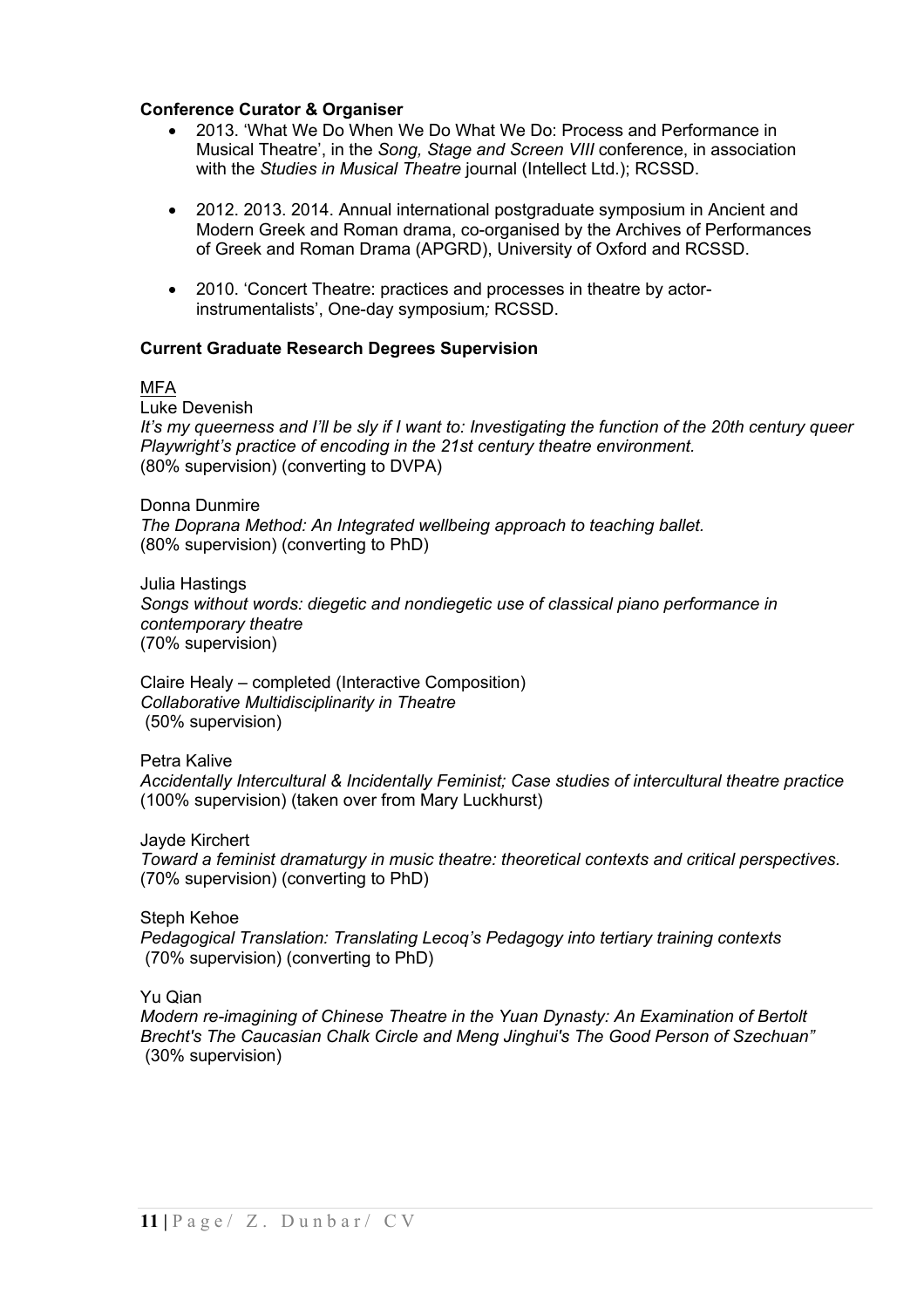**Conference Curator & Organiser**

- 2013. 'What We Do When We Do What We Do: Process and Performance in Musical Theatre', in the *Song, Stage and Screen VIII* conference, in association with the *Studies in Musical Theatre* journal (Intellect Ltd.); RCSSD.
- 2012. 2013. 2014. Annual international postgraduate symposium in Ancient and Modern Greek and Roman drama, co-organised by the Archives of Performances of Greek and Roman Drama (APGRD), University of Oxford and RCSSD.
- 2010. 'Concert Theatre: practices and processes in theatre by actor-instrumentalists', One-day symposium*;* RCSSD.

**Current Graduate Research Degrees Supervision**

<u>MFA</u>

Luke Devenish
*It's my queerness and I'll be sly if I want to: Investigating the function of the 20th century queer Playwright's practice of encoding in the 21st century theatre environment.*
(80% supervision) (converting to DVPA)

Donna Dunmire
*The Doprana Method: An Integrated wellbeing approach to teaching ballet.*
(80% supervision) (converting to PhD)

Julia Hastings
*Songs without words: diegetic and nondiegetic use of classical piano performance in contemporary theatre*
(70% supervision)

Claire Healy – completed (Interactive Composition)
*Collaborative Multidisciplinarity in Theatre*
(50% supervision)

Petra Kalive
*Accidentally Intercultural & Incidentally Feminist; Case studies of intercultural theatre practice*
(100% supervision) (taken over from Mary Luckhurst)

Jayde Kirchert
*Toward a feminist dramaturgy in music theatre: theoretical contexts and critical perspectives.*
(70% supervision) (converting to PhD)

Steph Kehoe
*Pedagogical Translation: Translating Lecoq's Pedagogy into tertiary training contexts*
(70% supervision) (converting to PhD)

Yu Qian
*Modern re-imagining of Chinese Theatre in the Yuan Dynasty: An Examination of Bertolt Brecht's The Caucasian Chalk Circle and Meng Jinghui's The Good Person of Szechuan"*
(30% supervision)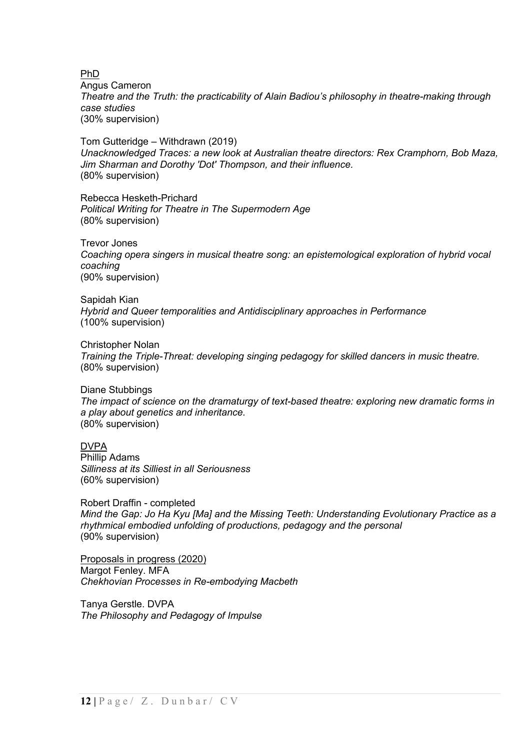<u>PhD</u>

Angus Cameron
*Theatre and the Truth: the practicability of Alain Badiou's philosophy in theatre-making through case studies*
(30% supervision)

Tom Gutteridge – Withdrawn (2019)
*Unacknowledged Traces: a new look at Australian theatre directors: Rex Cramphorn, Bob Maza, Jim Sharman and Dorothy 'Dot' Thompson, and their influence.*
(80% supervision)

Rebecca Hesketh-Prichard
*Political Writing for Theatre in The Supermodern Age*
(80% supervision)

Trevor Jones
*Coaching opera singers in musical theatre song: an epistemological exploration of hybrid vocal coaching*
(90% supervision)

Sapidah Kian
*Hybrid and Queer temporalities and Antidisciplinary approaches in Performance*
(100% supervision)

Christopher Nolan
*Training the Triple-Threat: developing singing pedagogy for skilled dancers in music theatre.*
(80% supervision)

Diane Stubbings
*The impact of science on the dramaturgy of text-based theatre: exploring new dramatic forms in a play about genetics and inheritance.*
(80% supervision)

<u>DVPA</u>

Phillip Adams
*Silliness at its Silliest in all Seriousness*
(60% supervision)

Robert Draffin - completed
*Mind the Gap: Jo Ha Kyu [Ma] and the Missing Teeth: Understanding Evolutionary Practice as a rhythmical embodied unfolding of productions, pedagogy and the personal*
(90% supervision)

<u>Proposals in progress (2020)</u>

Margot Fenley. MFA
*Chekhovian Processes in Re-embodying Macbeth*

Tanya Gerstle. DVPA
*The Philosophy and Pedagogy of Impulse*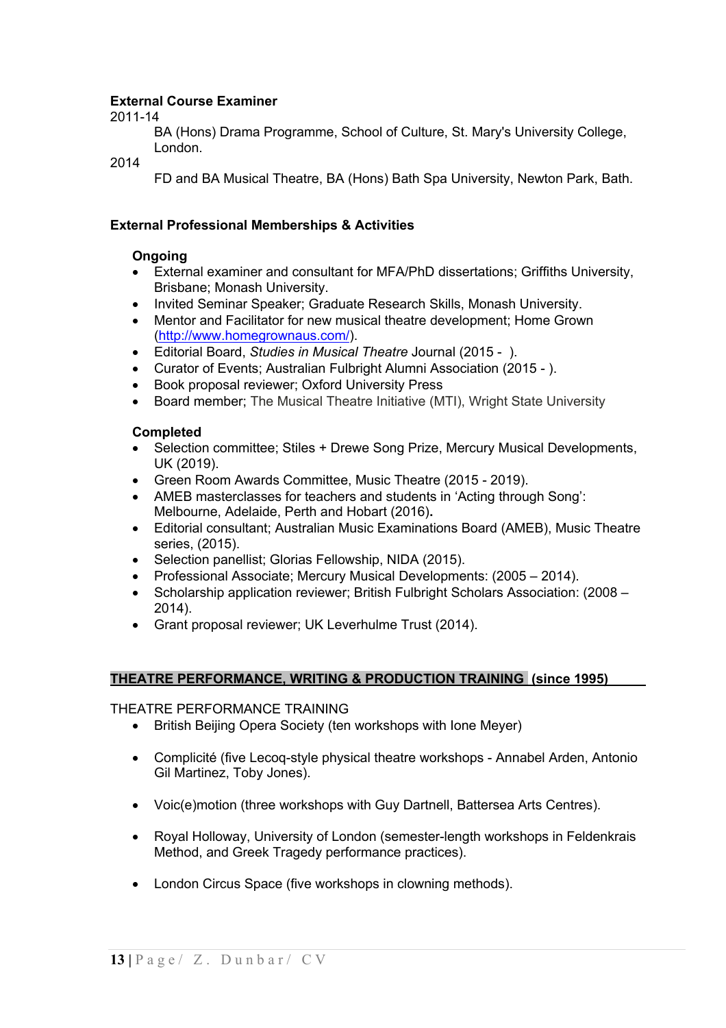**External Course Examiner**

2011-14

BA (Hons) Drama Programme, School of Culture, St. Mary's University College, London.

2014

FD and BA Musical Theatre, BA (Hons) Bath Spa University, Newton Park, Bath.

**External Professional Memberships & Activities**

**Ongoing**

- External examiner and consultant for MFA/PhD dissertations; Griffiths University, Brisbane; Monash University.
- Invited Seminar Speaker; Graduate Research Skills, Monash University.
- Mentor and Facilitator for new musical theatre development; Home Grown (http://www.homegrownaus.com/).
- Editorial Board, *Studies in Musical Theatre* Journal (2015 - ).
- Curator of Events; Australian Fulbright Alumni Association (2015 - ).
- Book proposal reviewer; Oxford University Press
- Board member; The Musical Theatre Initiative (MTI), Wright State University

**Completed**

- Selection committee; Stiles + Drewe Song Prize, Mercury Musical Developments, UK (2019).
- Green Room Awards Committee, Music Theatre (2015 - 2019).
- AMEB masterclasses for teachers and students in 'Acting through Song': Melbourne, Adelaide, Perth and Hobart (2016).
- Editorial consultant; Australian Music Examinations Board (AMEB), Music Theatre series, (2015).
- Selection panellist; Glorias Fellowship, NIDA (2015).
- Professional Associate; Mercury Musical Developments: (2005 – 2014).
- Scholarship application reviewer; British Fulbright Scholars Association: (2008 – 2014).
- Grant proposal reviewer; UK Leverhulme Trust (2014).

## THEATRE PERFORMANCE, WRITING & PRODUCTION TRAINING (since 1995)

THEATRE PERFORMANCE TRAINING

- British Beijing Opera Society (ten workshops with Ione Meyer)
- Complicité (five Lecoq-style physical theatre workshops - Annabel Arden, Antonio Gil Martinez, Toby Jones).
- Voic(e)motion (three workshops with Guy Dartnell, Battersea Arts Centres).
- Royal Holloway, University of London (semester-length workshops in Feldenkrais Method, and Greek Tragedy performance practices).
- London Circus Space (five workshops in clowning methods).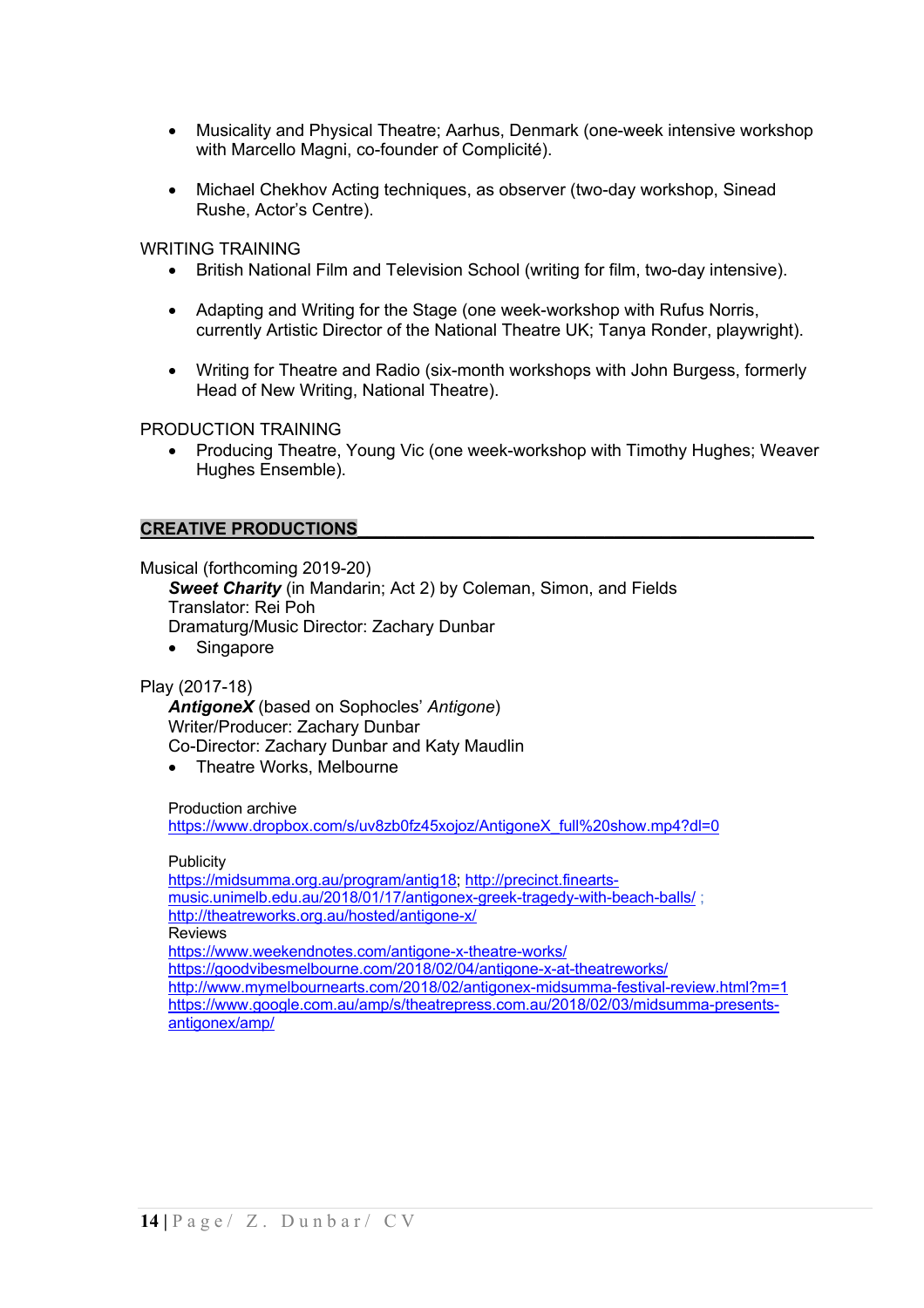- Musicality and Physical Theatre; Aarhus, Denmark (one-week intensive workshop with Marcello Magni, co-founder of Complicité).

- Michael Chekhov Acting techniques, as observer (two-day workshop, Sinead Rushe, Actor's Centre).

WRITING TRAINING

- British National Film and Television School (writing for film, two-day intensive).

- Adapting and Writing for the Stage (one week-workshop with Rufus Norris, currently Artistic Director of the National Theatre UK; Tanya Ronder, playwright).

- Writing for Theatre and Radio (six-month workshops with John Burgess, formerly Head of New Writing, National Theatre).

PRODUCTION TRAINING

- Producing Theatre, Young Vic (one week-workshop with Timothy Hughes; Weaver Hughes Ensemble).

## CREATIVE PRODUCTIONS

Musical (forthcoming 2019-20)

***Sweet Charity*** (in Mandarin; Act 2) by Coleman, Simon, and Fields
Translator: Rei Poh
Dramaturg/Music Director: Zachary Dunbar

- Singapore

Play (2017-18)

***AntigoneX*** (based on Sophocles' *Antigone*)
Writer/Producer: Zachary Dunbar
Co-Director: Zachary Dunbar and Katy Maudlin

- Theatre Works, Melbourne

Production archive
https://www.dropbox.com/s/uv8zb0fz45xojoz/AntigoneX_full%20show.mp4?dl=0

Publicity
https://midsumma.org.au/program/antig18; http://precinct.finearts-music.unimelb.edu.au/2018/01/17/antigonex-greek-tragedy-with-beach-balls/ ; http://theatreworks.org.au/hosted/antigone-x/

Reviews
https://www.weekendnotes.com/antigone-x-theatre-works/
https://goodvibesmelbourne.com/2018/02/04/antigone-x-at-theatreworks/
http://www.mymelbournearts.com/2018/02/antigonex-midsumma-festival-review.html?m=1
https://www.google.com.au/amp/s/theatrepress.com.au/2018/02/03/midsumma-presents-antigonex/amp/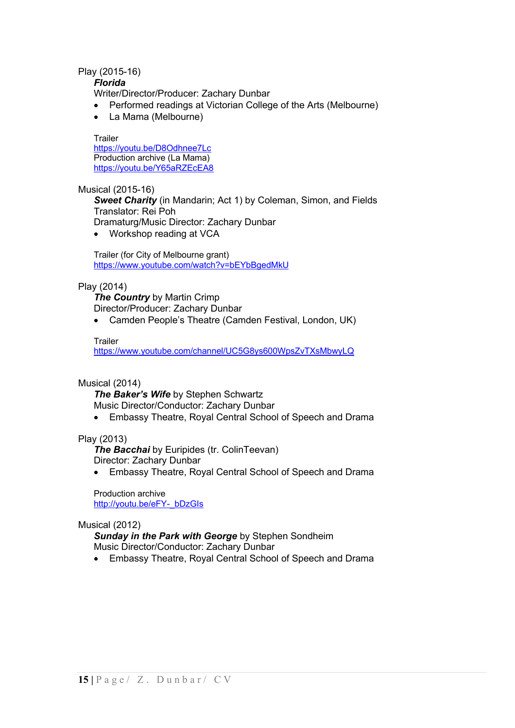Play (2015-16)

***Florida***

Writer/Director/Producer: Zachary Dunbar

- Performed readings at Victorian College of the Arts (Melbourne)
- La Mama (Melbourne)

Trailer
https://youtu.be/D8Odhnee7Lc
Production archive (La Mama)
https://youtu.be/Y65aRZEcEA8

Musical (2015-16)

***Sweet Charity*** (in Mandarin; Act 1) by Coleman, Simon, and Fields
Translator: Rei Poh
Dramaturg/Music Director: Zachary Dunbar

- Workshop reading at VCA

Trailer (for City of Melbourne grant)
https://www.youtube.com/watch?v=bEYbBgedMkU

Play (2014)

***The Country*** by Martin Crimp
Director/Producer: Zachary Dunbar

- Camden People's Theatre (Camden Festival, London, UK)

Trailer
https://www.youtube.com/channel/UC5G8ys600WpsZvTXsMbwyLQ

Musical (2014)

***The Baker's Wife*** by Stephen Schwartz
Music Director/Conductor: Zachary Dunbar

- Embassy Theatre, Royal Central School of Speech and Drama

Play (2013)

***The Bacchai*** by Euripides (tr. ColinTeevan)
Director: Zachary Dunbar

- Embassy Theatre, Royal Central School of Speech and Drama

Production archive
http://youtu.be/eFY-_bDzGIs

Musical (2012)

***Sunday in the Park with George*** by Stephen Sondheim
Music Director/Conductor: Zachary Dunbar

- Embassy Theatre, Royal Central School of Speech and Drama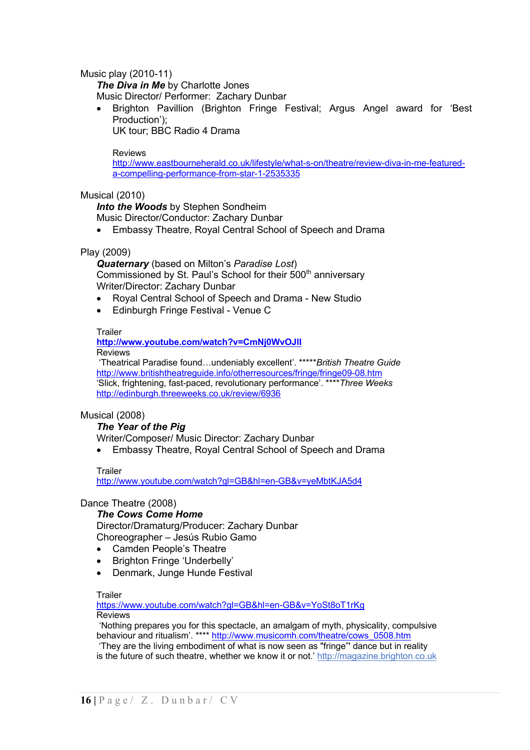Music play (2010-11)

***The Diva in Me*** by Charlotte Jones
Music Director/ Performer: Zachary Dunbar

- Brighton Pavillion (Brighton Fringe Festival; Argus Angel award for 'Best Production');
  UK tour; BBC Radio 4 Drama

Reviews
http://www.eastbourneherald.co.uk/lifestyle/what-s-on/theatre/review-diva-in-me-featured-a-compelling-performance-from-star-1-2535335

Musical (2010)

***Into the Woods*** by Stephen Sondheim
Music Director/Conductor: Zachary Dunbar

- Embassy Theatre, Royal Central School of Speech and Drama

Play (2009)

***Quaternary*** (based on Milton's *Paradise Lost*)
Commissioned by St. Paul's School for their 500th anniversary
Writer/Director: Zachary Dunbar

- Royal Central School of Speech and Drama - New Studio
- Edinburgh Fringe Festival - Venue C

Trailer
**http://www.youtube.com/watch?v=CmNj0WvOJIl**
Reviews
'Theatrical Paradise found…undeniably excellent'. *****British Theatre Guide*
http://www.britishtheatreguide.info/otherresources/fringe/fringe09-08.htm
'Slick, frightening, fast-paced, revolutionary performance'. ****Three Weeks*
http://edinburgh.threeweeks.co.uk/review/6936

Musical (2008)

***The Year of the Pig***
Writer/Composer/ Music Director: Zachary Dunbar

- Embassy Theatre, Royal Central School of Speech and Drama

Trailer
http://www.youtube.com/watch?gl=GB&hl=en-GB&v=yeMbtKJA5d4

Dance Theatre (2008)

***The Cows Come Home***
Director/Dramaturg/Producer: Zachary Dunbar
Choreographer – Jesús Rubio Gamo

- Camden People's Theatre
- Brighton Fringe 'Underbelly'
- Denmark, Junge Hunde Festival

Trailer
https://www.youtube.com/watch?gl=GB&hl=en-GB&v=YoSt8oT1rKg
Reviews
'Nothing prepares you for this spectacle, an amalgam of myth, physicality, compulsive behaviour and ritualism'. **** http://www.musicomh.com/theatre/cows_0508.htm
'They are the living embodiment of what is now seen as "fringe"' dance but in reality is the future of such theatre, whether we know it or not.' http://magazine.brighton.co.uk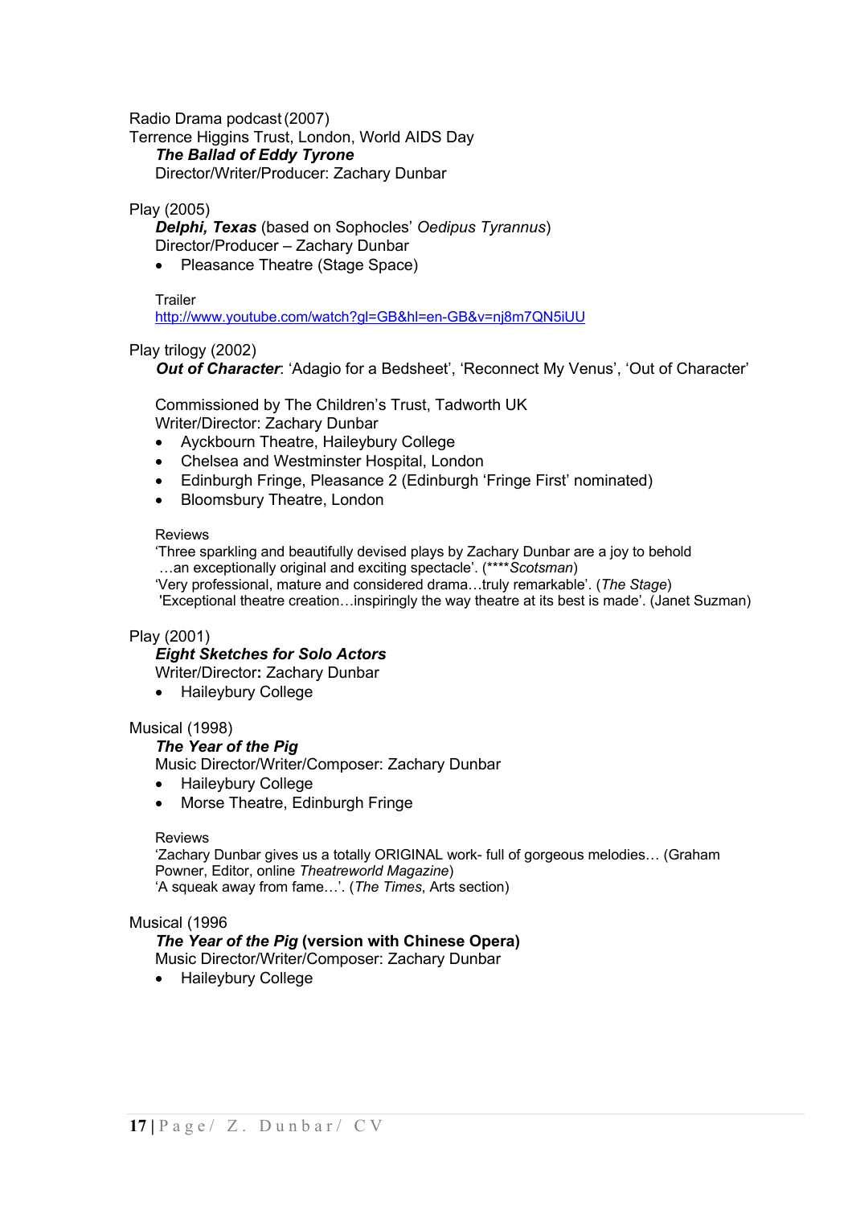Radio Drama podcast (2007)
Terrence Higgins Trust, London, World AIDS Day

***The Ballad of Eddy Tyrone***
Director/Writer/Producer: Zachary Dunbar

Play (2005)

***Delphi, Texas*** (based on Sophocles' *Oedipus Tyrannus*)
Director/Producer – Zachary Dunbar

- Pleasance Theatre (Stage Space)

Trailer
http://www.youtube.com/watch?gl=GB&hl=en-GB&v=nj8m7QN5iUU

Play trilogy (2002)

***Out of Character***: 'Adagio for a Bedsheet', 'Reconnect My Venus', 'Out of Character'

Commissioned by The Children's Trust, Tadworth UK
Writer/Director: Zachary Dunbar

- Ayckbourn Theatre, Haileybury College
- Chelsea and Westminster Hospital, London
- Edinburgh Fringe, Pleasance 2 (Edinburgh 'Fringe First' nominated)
- Bloomsbury Theatre, London

Reviews
'Three sparkling and beautifully devised plays by Zachary Dunbar are a joy to behold …an exceptionally original and exciting spectacle'. (\*\*\*\**Scotsman*)
'Very professional, mature and considered drama…truly remarkable'. (*The Stage*)
'Exceptional theatre creation…inspiringly the way theatre at its best is made'. (Janet Suzman)

Play (2001)

***Eight Sketches for Solo Actors***
Writer/Director**:** Zachary Dunbar

- Haileybury College

Musical (1998)

***The Year of the Pig***
Music Director/Writer/Composer: Zachary Dunbar

- Haileybury College
- Morse Theatre, Edinburgh Fringe

Reviews
'Zachary Dunbar gives us a totally ORIGINAL work- full of gorgeous melodies… (Graham Powner, Editor, online *Theatreworld Magazine*)
'A squeak away from fame…'. (*The Times*, Arts section)

Musical (1996

***The Year of the Pig* (version with Chinese Opera)**
Music Director/Writer/Composer: Zachary Dunbar

- Haileybury College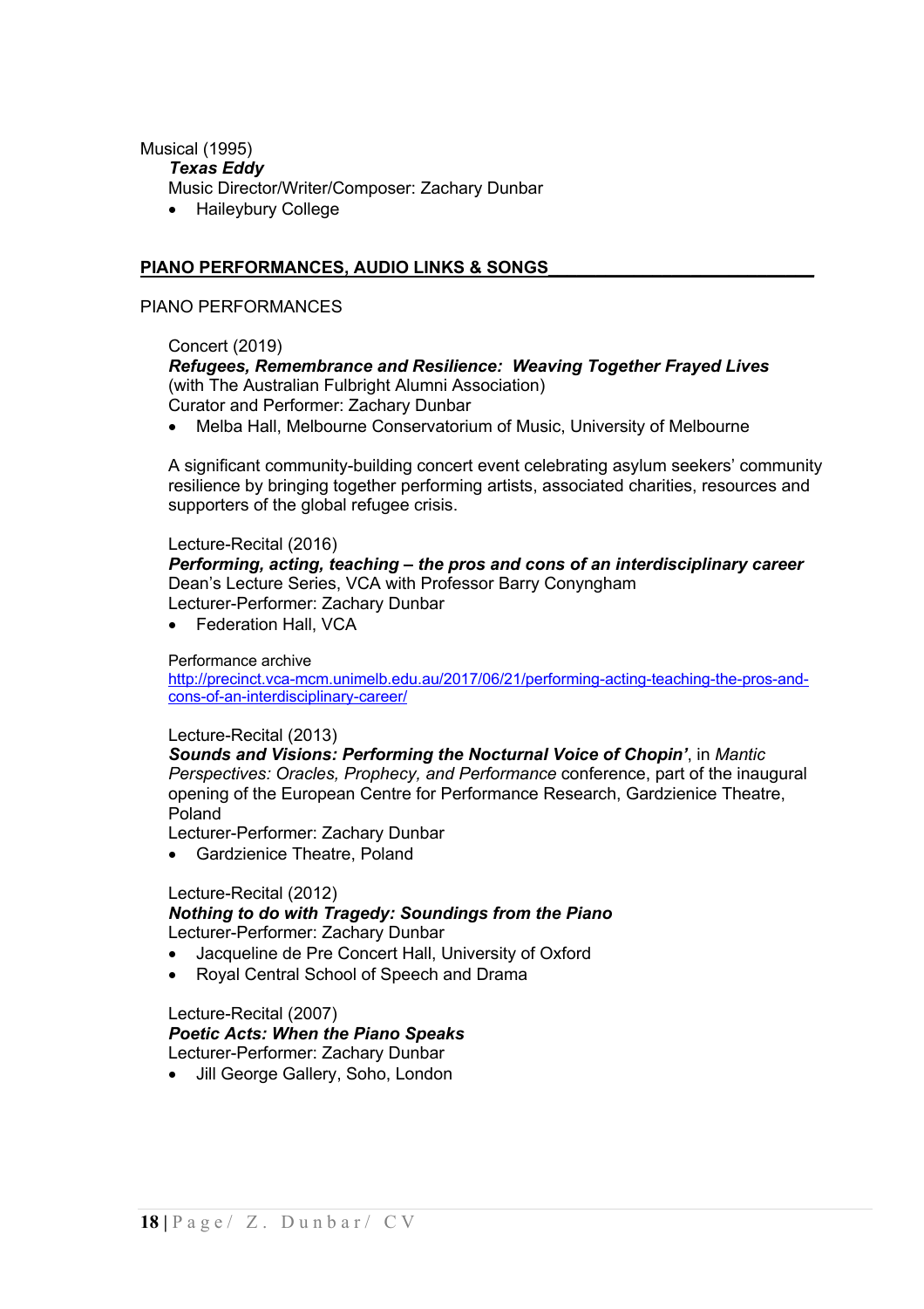Musical (1995)

***Texas Eddy***

Music Director/Writer/Composer: Zachary Dunbar

- Haileybury College

## PIANO PERFORMANCES, AUDIO LINKS & SONGS

PIANO PERFORMANCES

Concert (2019)

***Refugees, Remembrance and Resilience: Weaving Together Frayed Lives***

(with The Australian Fulbright Alumni Association)

Curator and Performer: Zachary Dunbar

- Melba Hall, Melbourne Conservatorium of Music, University of Melbourne

A significant community-building concert event celebrating asylum seekers' community resilience by bringing together performing artists, associated charities, resources and supporters of the global refugee crisis.

Lecture-Recital (2016)

***Performing, acting, teaching – the pros and cons of an interdisciplinary career***

Dean's Lecture Series, VCA with Professor Barry Conyngham

Lecturer-Performer: Zachary Dunbar

- Federation Hall, VCA

Performance archive

http://precinct.vca-mcm.unimelb.edu.au/2017/06/21/performing-acting-teaching-the-pros-and-cons-of-an-interdisciplinary-career/

Lecture-Recital (2013)

***Sounds and Visions: Performing the Nocturnal Voice of Chopin'***, in *Mantic Perspectives: Oracles, Prophecy, and Performance* conference, part of the inaugural opening of the European Centre for Performance Research, Gardzienice Theatre, Poland

Lecturer-Performer: Zachary Dunbar

- Gardzienice Theatre, Poland

Lecture-Recital (2012)

***Nothing to do with Tragedy: Soundings from the Piano***

Lecturer-Performer: Zachary Dunbar

- Jacqueline de Pre Concert Hall, University of Oxford
- Royal Central School of Speech and Drama

Lecture-Recital (2007)

***Poetic Acts: When the Piano Speaks***

Lecturer-Performer: Zachary Dunbar

- Jill George Gallery, Soho, London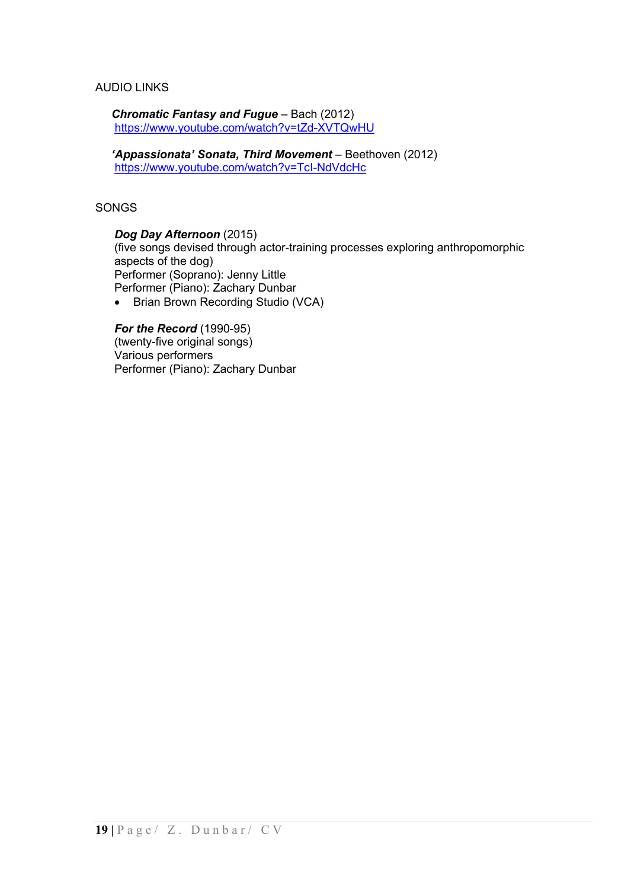AUDIO LINKS

***Chromatic Fantasy and Fugue*** – Bach (2012)
https://www.youtube.com/watch?v=tZd-XVTQwHU

***'Appassionata' Sonata, Third Movement*** – Beethoven (2012)
https://www.youtube.com/watch?v=TcI-NdVdcHc

SONGS

***Dog Day Afternoon*** (2015)
(five songs devised through actor-training processes exploring anthropomorphic aspects of the dog)
Performer (Soprano): Jenny Little
Performer (Piano): Zachary Dunbar

- Brian Brown Recording Studio (VCA)

***For the Record*** (1990-95)
(twenty-five original songs)
Various performers
Performer (Piano): Zachary Dunbar